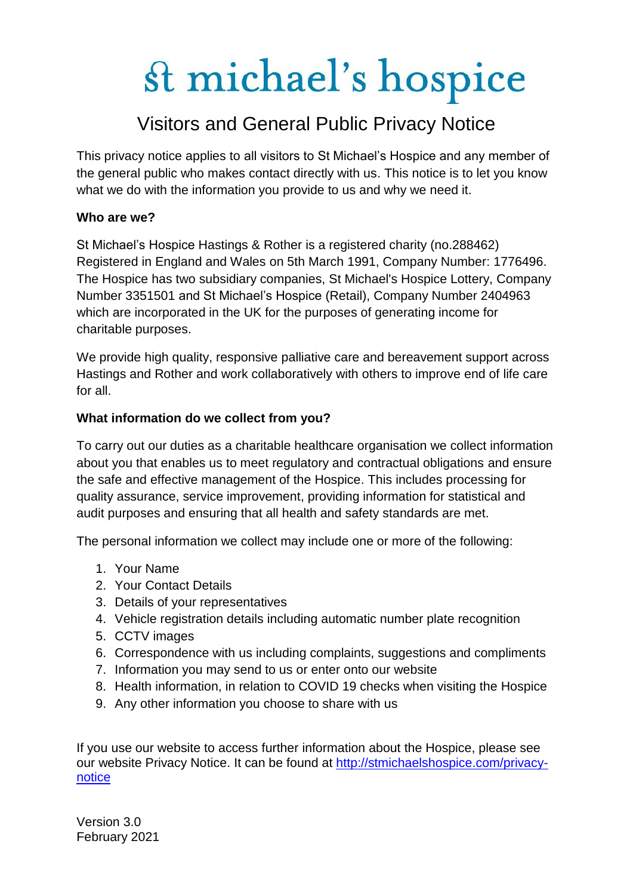# st michael's hospice

## Visitors and General Public Privacy Notice

This privacy notice applies to all visitors to St Michael's Hospice and any member of the general public who makes contact directly with us. This notice is to let you know what we do with the information you provide to us and why we need it.

**Who are we?**

St Michael's Hospice Hastings & Rother is a registered charity (no.288462) Registered in England and Wales on 5th March 1991, Company Number: 1776496. The Hospice has two subsidiary companies, St Michael's Hospice Lottery, Company Number 3351501 and St Michael's Hospice (Retail), Company Number 2404963 which are incorporated in the UK for the purposes of generating income for charitable purposes.

We provide high quality, responsive palliative care and bereavement support across Hastings and Rother and work collaboratively with others to improve end of life care for all.

**What information do we collect from you?**

To carry out our duties as a charitable healthcare organisation we collect information about you that enables us to meet regulatory and contractual obligations and ensure the safe and effective management of the Hospice. This includes processing for quality assurance, service improvement, providing information for statistical and audit purposes and ensuring that all health and safety standards are met.

The personal information we collect may include one or more of the following:

1. Your Name
2. Your Contact Details
3. Details of your representatives
4. Vehicle registration details including automatic number plate recognition
5. CCTV images
6. Correspondence with us including complaints, suggestions and compliments
7. Information you may send to us or enter onto our website
8. Health information, in relation to COVID 19 checks when visiting the Hospice
9. Any other information you choose to share with us

If you use our website to access further information about the Hospice, please see our website Privacy Notice. It can be found at [http://stmichaelshospice.com/privacy-notice](http://stmichaelshospice.com/privacy-notice)

Version 3.0
February 2021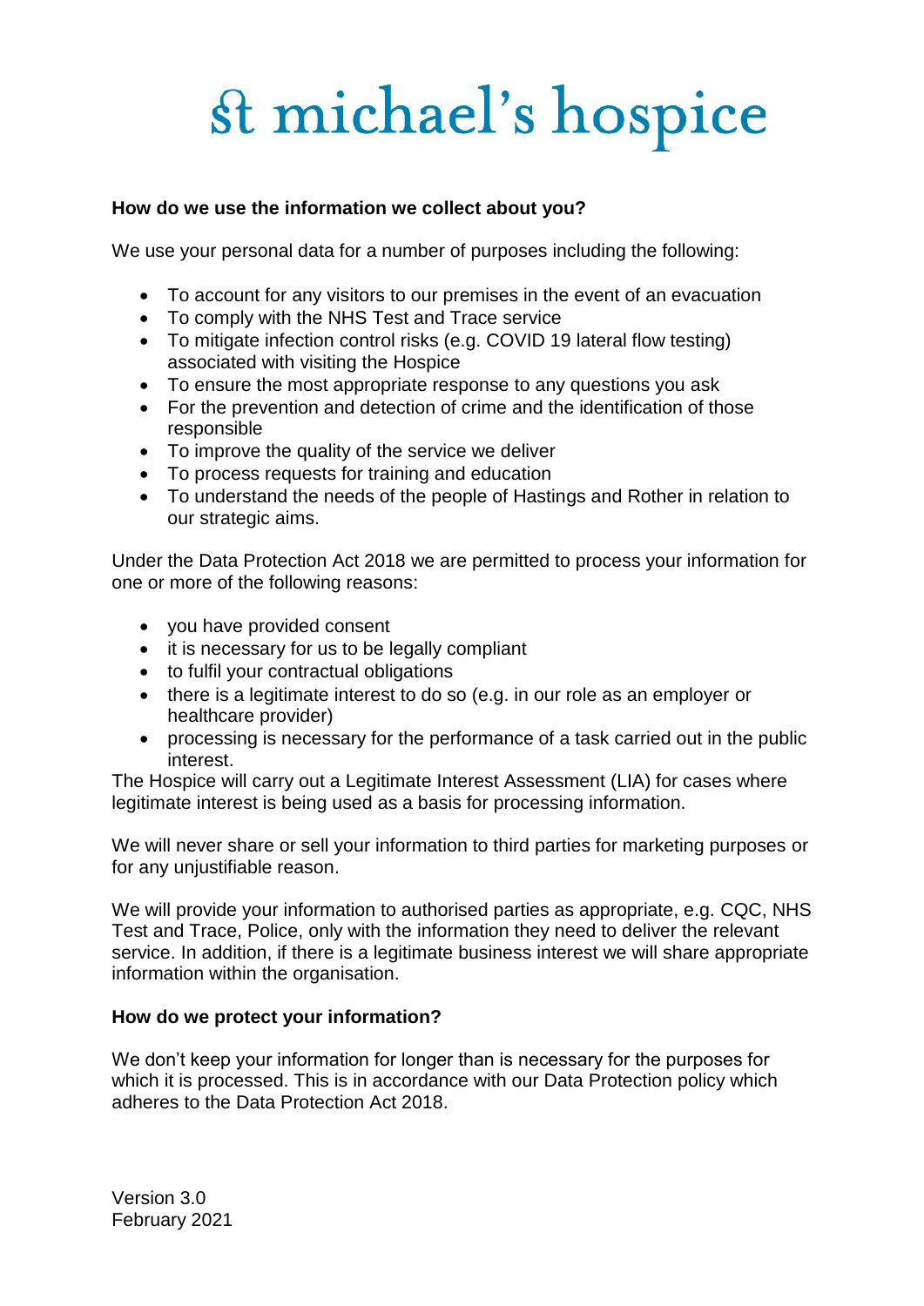### How do we use the information we collect about you?

We use your personal data for a number of purposes including the following:

- To account for any visitors to our premises in the event of an evacuation
- To comply with the NHS Test and Trace service
- To mitigate infection control risks (e.g. COVID 19 lateral flow testing) associated with visiting the Hospice
- To ensure the most appropriate response to any questions you ask
- For the prevention and detection of crime and the identification of those responsible
- To improve the quality of the service we deliver
- To process requests for training and education
- To understand the needs of the people of Hastings and Rother in relation to our strategic aims.

Under the Data Protection Act 2018 we are permitted to process your information for one or more of the following reasons:

- you have provided consent
- it is necessary for us to be legally compliant
- to fulfil your contractual obligations
- there is a legitimate interest to do so (e.g. in our role as an employer or healthcare provider)
- processing is necessary for the performance of a task carried out in the public interest.

The Hospice will carry out a Legitimate Interest Assessment (LIA) for cases where legitimate interest is being used as a basis for processing information.

We will never share or sell your information to third parties for marketing purposes or for any unjustifiable reason.

We will provide your information to authorised parties as appropriate, e.g. CQC, NHS Test and Trace, Police, only with the information they need to deliver the relevant service. In addition, if there is a legitimate business interest we will share appropriate information within the organisation.

### How do we protect your information?

We don't keep your information for longer than is necessary for the purposes for which it is processed. This is in accordance with our Data Protection policy which adheres to the Data Protection Act 2018.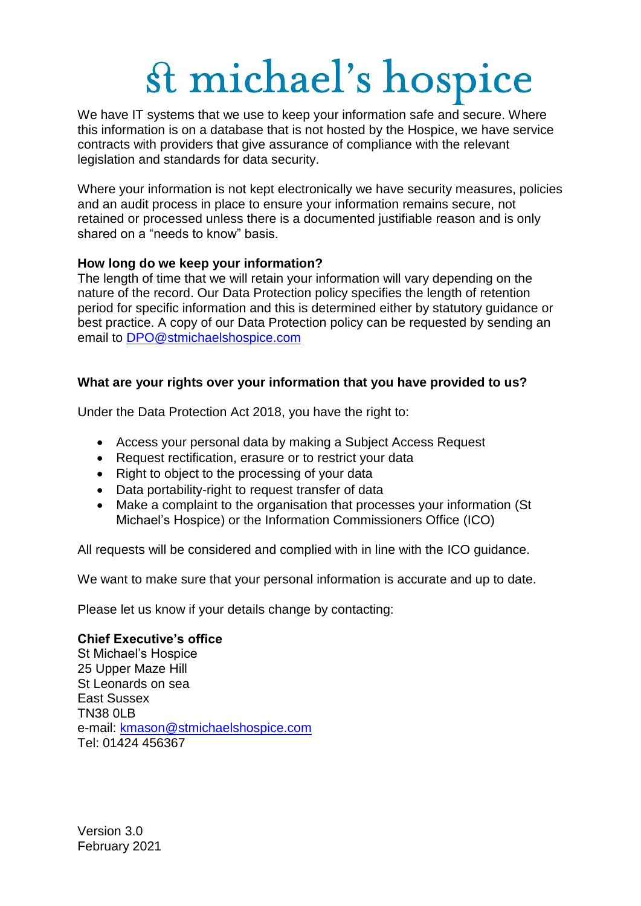# St michael's hospice

We have IT systems that we use to keep your information safe and secure. Where this information is on a database that is not hosted by the Hospice, we have service contracts with providers that give assurance of compliance with the relevant legislation and standards for data security.

Where your information is not kept electronically we have security measures, policies and an audit process in place to ensure your information remains secure, not retained or processed unless there is a documented justifiable reason and is only shared on a "needs to know" basis.

**How long do we keep your information?**

The length of time that we will retain your information will vary depending on the nature of the record. Our Data Protection policy specifies the length of retention period for specific information and this is determined either by statutory guidance or best practice. A copy of our Data Protection policy can be requested by sending an email to DPO@stmichaelshospice.com

**What are your rights over your information that you have provided to us?**

Under the Data Protection Act 2018, you have the right to:

- Access your personal data by making a Subject Access Request
- Request rectification, erasure or to restrict your data
- Right to object to the processing of your data
- Data portability-right to request transfer of data
- Make a complaint to the organisation that processes your information (St Michael's Hospice) or the Information Commissioners Office (ICO)

All requests will be considered and complied with in line with the ICO guidance.

We want to make sure that your personal information is accurate and up to date.

Please let us know if your details change by contacting:

**Chief Executive's office**
St Michael's Hospice
25 Upper Maze Hill
St Leonards on sea
East Sussex
TN38 0LB
e-mail: kmason@stmichaelshospice.com
Tel: 01424 456367

Version 3.0
February 2021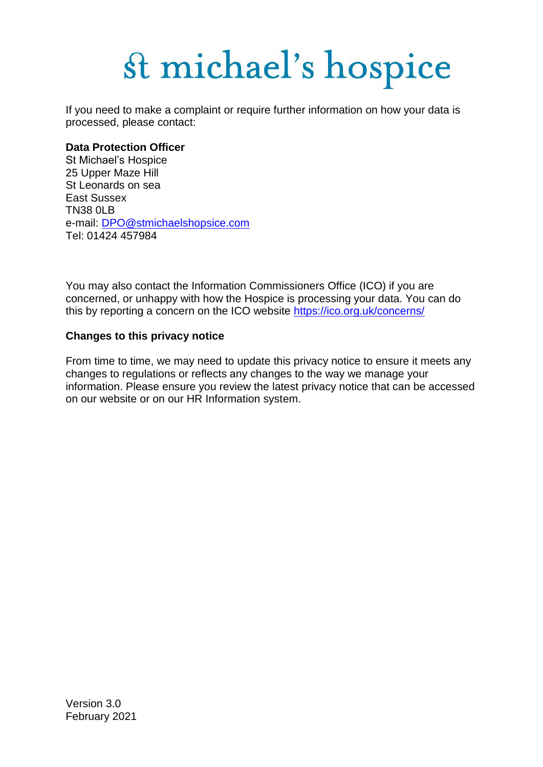# st michael's hospice

If you need to make a complaint or require further information on how your data is processed, please contact:

**Data Protection Officer**
St Michael's Hospice
25 Upper Maze Hill
St Leonards on sea
East Sussex
TN38 0LB
e-mail: DPO@stmichaelshopsice.com
Tel: 01424 457984

You may also contact the Information Commissioners Office (ICO) if you are concerned, or unhappy with how the Hospice is processing your data. You can do this by reporting a concern on the ICO website https://ico.org.uk/concerns/

**Changes to this privacy notice**

From time to time, we may need to update this privacy notice to ensure it meets any changes to regulations or reflects any changes to the way we manage your information. Please ensure you review the latest privacy notice that can be accessed on our website or on our HR Information system.

Version 3.0
February 2021